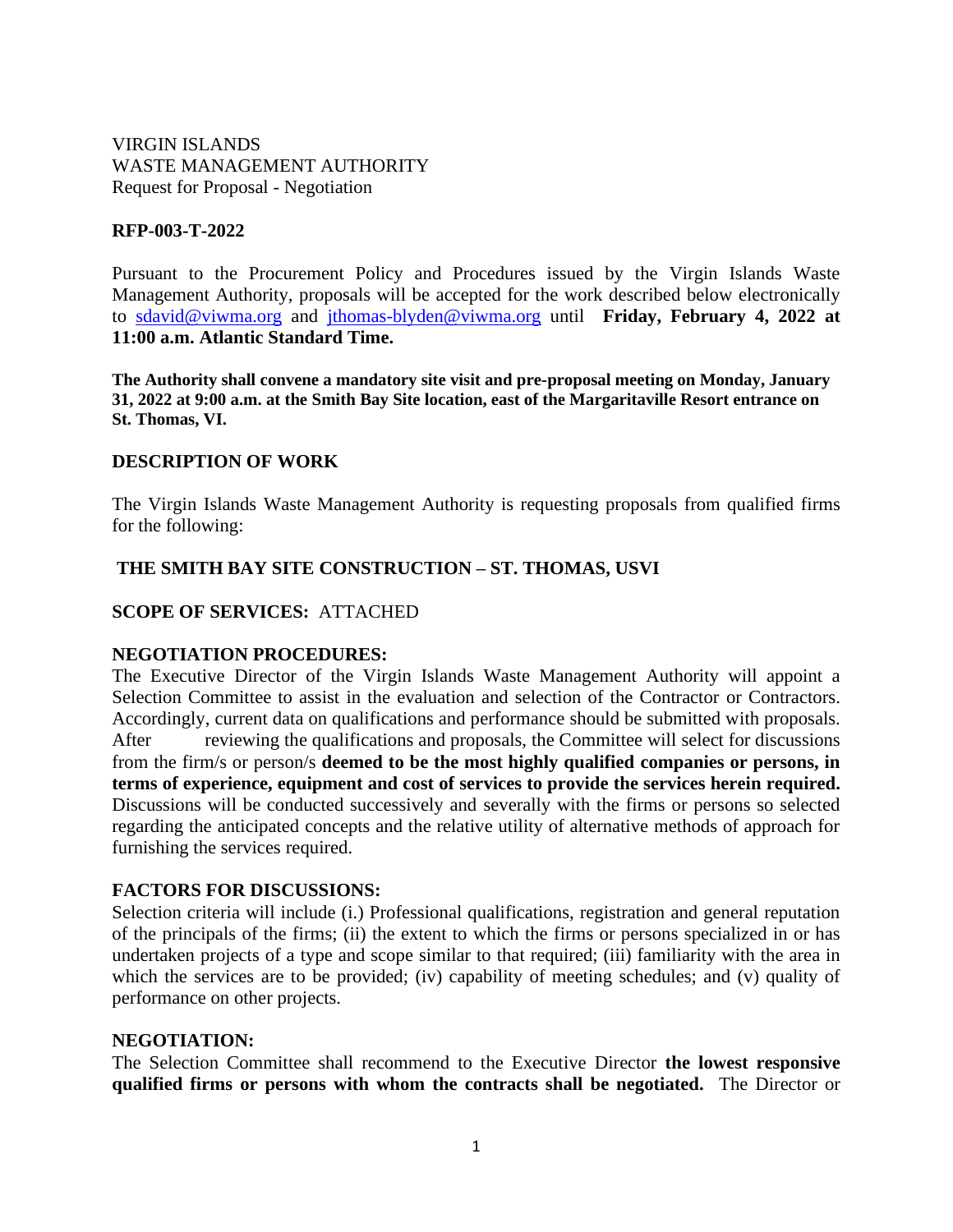VIRGIN ISLANDS
WASTE MANAGEMENT AUTHORITY
Request for Proposal - Negotiation

**RFP-003-T-2022**

Pursuant to the Procurement Policy and Procedures issued by the Virgin Islands Waste Management Authority, proposals will be accepted for the work described below electronically to sdavid@viwma.org and jthomas-blyden@viwma.org until **Friday, February 4, 2022 at 11:00 a.m. Atlantic Standard Time.**

**The Authority shall convene a mandatory site visit and pre-proposal meeting on Monday, January 31, 2022 at 9:00 a.m. at the Smith Bay Site location, east of the Margaritaville Resort entrance on St. Thomas, VI.**

**DESCRIPTION OF WORK**

The Virgin Islands Waste Management Authority is requesting proposals from qualified firms for the following:

**THE SMITH BAY SITE CONSTRUCTION – ST. THOMAS, USVI**

**SCOPE OF SERVICES:** ATTACHED

**NEGOTIATION PROCEDURES:**
The Executive Director of the Virgin Islands Waste Management Authority will appoint a Selection Committee to assist in the evaluation and selection of the Contractor or Contractors. Accordingly, current data on qualifications and performance should be submitted with proposals. After reviewing the qualifications and proposals, the Committee will select for discussions from the firm/s or person/s **deemed to be the most highly qualified companies or persons, in terms of experience, equipment and cost of services to provide the services herein required.** Discussions will be conducted successively and severally with the firms or persons so selected regarding the anticipated concepts and the relative utility of alternative methods of approach for furnishing the services required.

**FACTORS FOR DISCUSSIONS:**
Selection criteria will include (i.) Professional qualifications, registration and general reputation of the principals of the firms; (ii) the extent to which the firms or persons specialized in or has undertaken projects of a type and scope similar to that required; (iii) familiarity with the area in which the services are to be provided; (iv) capability of meeting schedules; and (v) quality of performance on other projects.

**NEGOTIATION:**
The Selection Committee shall recommend to the Executive Director **the lowest responsive qualified firms or persons with whom the contracts shall be negotiated.** The Director or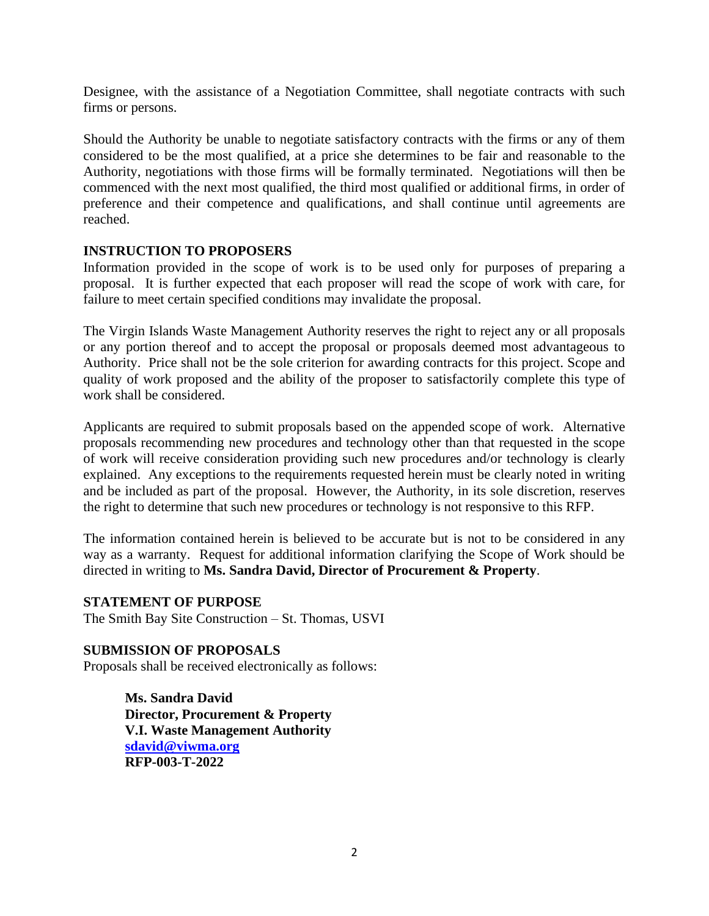Designee, with the assistance of a Negotiation Committee, shall negotiate contracts with such firms or persons.

Should the Authority be unable to negotiate satisfactory contracts with the firms or any of them considered to be the most qualified, at a price she determines to be fair and reasonable to the Authority, negotiations with those firms will be formally terminated. Negotiations will then be commenced with the next most qualified, the third most qualified or additional firms, in order of preference and their competence and qualifications, and shall continue until agreements are reached.

## INSTRUCTION TO PROPOSERS

Information provided in the scope of work is to be used only for purposes of preparing a proposal. It is further expected that each proposer will read the scope of work with care, for failure to meet certain specified conditions may invalidate the proposal.

The Virgin Islands Waste Management Authority reserves the right to reject any or all proposals or any portion thereof and to accept the proposal or proposals deemed most advantageous to Authority. Price shall not be the sole criterion for awarding contracts for this project. Scope and quality of work proposed and the ability of the proposer to satisfactorily complete this type of work shall be considered.

Applicants are required to submit proposals based on the appended scope of work. Alternative proposals recommending new procedures and technology other than that requested in the scope of work will receive consideration providing such new procedures and/or technology is clearly explained. Any exceptions to the requirements requested herein must be clearly noted in writing and be included as part of the proposal. However, the Authority, in its sole discretion, reserves the right to determine that such new procedures or technology is not responsive to this RFP.

The information contained herein is believed to be accurate but is not to be considered in any way as a warranty. Request for additional information clarifying the Scope of Work should be directed in writing to **Ms. Sandra David, Director of Procurement & Property**.

## STATEMENT OF PURPOSE

The Smith Bay Site Construction – St. Thomas, USVI

## SUBMISSION OF PROPOSALS

Proposals shall be received electronically as follows:

**Ms. Sandra David**
**Director, Procurement & Property**
**V.I. Waste Management Authority**
**sdavid@viwma.org**
**RFP-003-T-2022**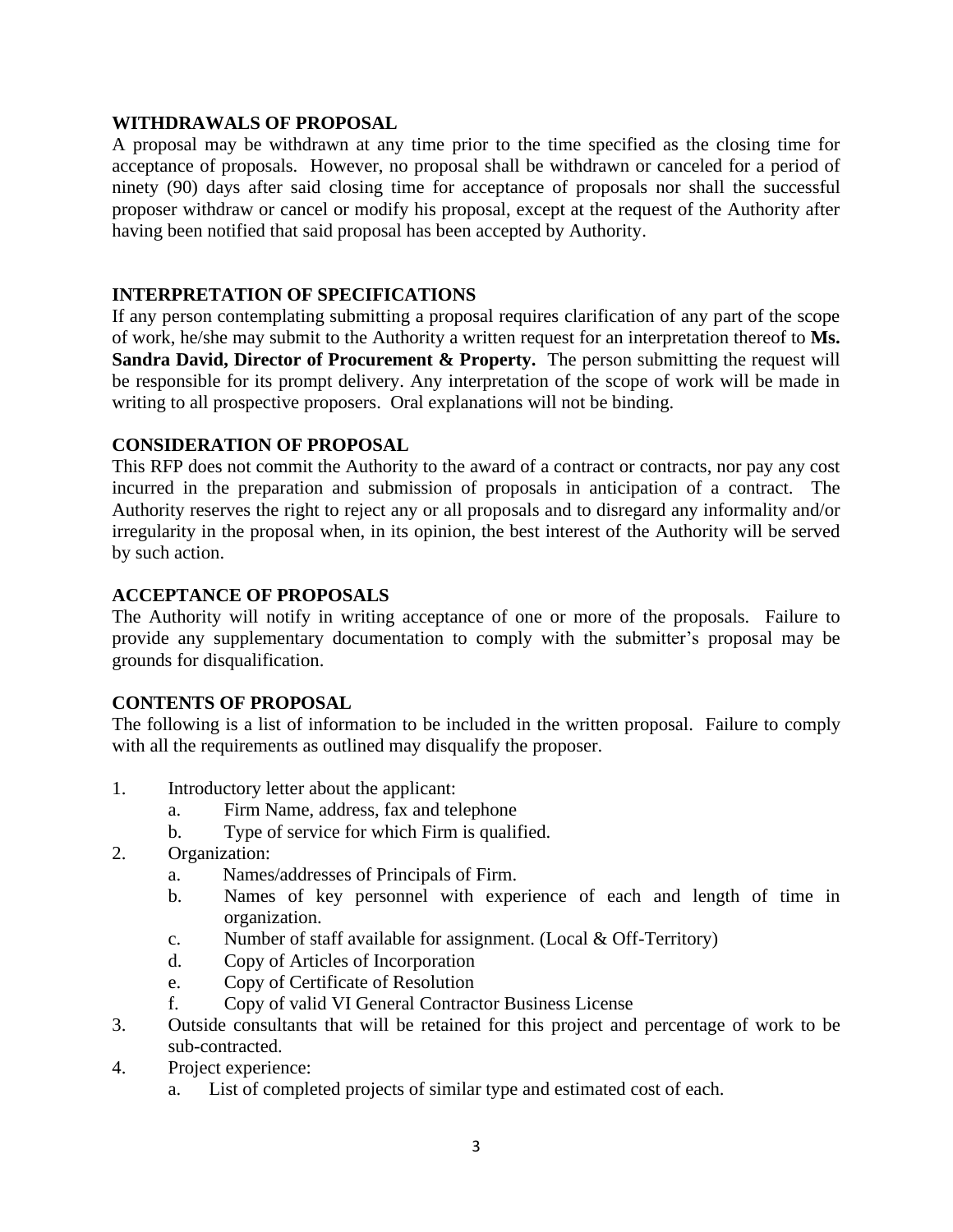## WITHDRAWALS OF PROPOSAL

A proposal may be withdrawn at any time prior to the time specified as the closing time for acceptance of proposals. However, no proposal shall be withdrawn or canceled for a period of ninety (90) days after said closing time for acceptance of proposals nor shall the successful proposer withdraw or cancel or modify his proposal, except at the request of the Authority after having been notified that said proposal has been accepted by Authority.

## INTERPRETATION OF SPECIFICATIONS

If any person contemplating submitting a proposal requires clarification of any part of the scope of work, he/she may submit to the Authority a written request for an interpretation thereof to **Ms. Sandra David, Director of Procurement & Property.** The person submitting the request will be responsible for its prompt delivery. Any interpretation of the scope of work will be made in writing to all prospective proposers. Oral explanations will not be binding.

## CONSIDERATION OF PROPOSAL

This RFP does not commit the Authority to the award of a contract or contracts, nor pay any cost incurred in the preparation and submission of proposals in anticipation of a contract. The Authority reserves the right to reject any or all proposals and to disregard any informality and/or irregularity in the proposal when, in its opinion, the best interest of the Authority will be served by such action.

## ACCEPTANCE OF PROPOSALS

The Authority will notify in writing acceptance of one or more of the proposals. Failure to provide any supplementary documentation to comply with the submitter's proposal may be grounds for disqualification.

## CONTENTS OF PROPOSAL

The following is a list of information to be included in the written proposal. Failure to comply with all the requirements as outlined may disqualify the proposer.

1. Introductory letter about the applicant:
   a. Firm Name, address, fax and telephone
   b. Type of service for which Firm is qualified.
2. Organization:
   a. Names/addresses of Principals of Firm.
   b. Names of key personnel with experience of each and length of time in organization.
   c. Number of staff available for assignment. (Local & Off-Territory)
   d. Copy of Articles of Incorporation
   e. Copy of Certificate of Resolution
   f. Copy of valid VI General Contractor Business License
3. Outside consultants that will be retained for this project and percentage of work to be sub-contracted.
4. Project experience:
   a. List of completed projects of similar type and estimated cost of each.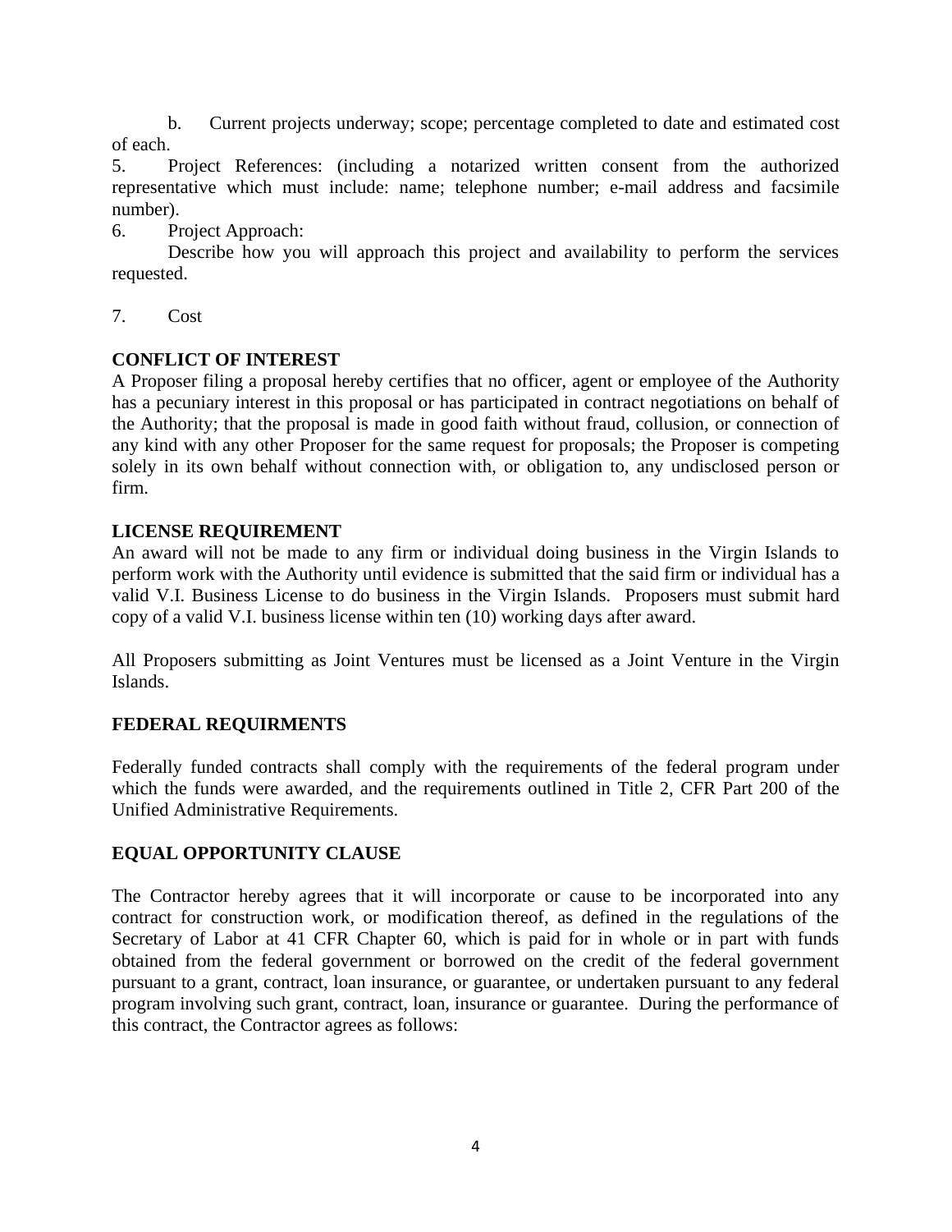b. Current projects underway; scope; percentage completed to date and estimated cost of each.

5. Project References: (including a notarized written consent from the authorized representative which must include: name; telephone number; e-mail address and facsimile number).

6. Project Approach:

   Describe how you will approach this project and availability to perform the services requested.

7. Cost

**CONFLICT OF INTEREST**

A Proposer filing a proposal hereby certifies that no officer, agent or employee of the Authority has a pecuniary interest in this proposal or has participated in contract negotiations on behalf of the Authority; that the proposal is made in good faith without fraud, collusion, or connection of any kind with any other Proposer for the same request for proposals; the Proposer is competing solely in its own behalf without connection with, or obligation to, any undisclosed person or firm.

**LICENSE REQUIREMENT**

An award will not be made to any firm or individual doing business in the Virgin Islands to perform work with the Authority until evidence is submitted that the said firm or individual has a valid V.I. Business License to do business in the Virgin Islands. Proposers must submit hard copy of a valid V.I. business license within ten (10) working days after award.

All Proposers submitting as Joint Ventures must be licensed as a Joint Venture in the Virgin Islands.

**FEDERAL REQUIRMENTS**

Federally funded contracts shall comply with the requirements of the federal program under which the funds were awarded, and the requirements outlined in Title 2, CFR Part 200 of the Unified Administrative Requirements.

**EQUAL OPPORTUNITY CLAUSE**

The Contractor hereby agrees that it will incorporate or cause to be incorporated into any contract for construction work, or modification thereof, as defined in the regulations of the Secretary of Labor at 41 CFR Chapter 60, which is paid for in whole or in part with funds obtained from the federal government or borrowed on the credit of the federal government pursuant to a grant, contract, loan insurance, or guarantee, or undertaken pursuant to any federal program involving such grant, contract, loan, insurance or guarantee. During the performance of this contract, the Contractor agrees as follows: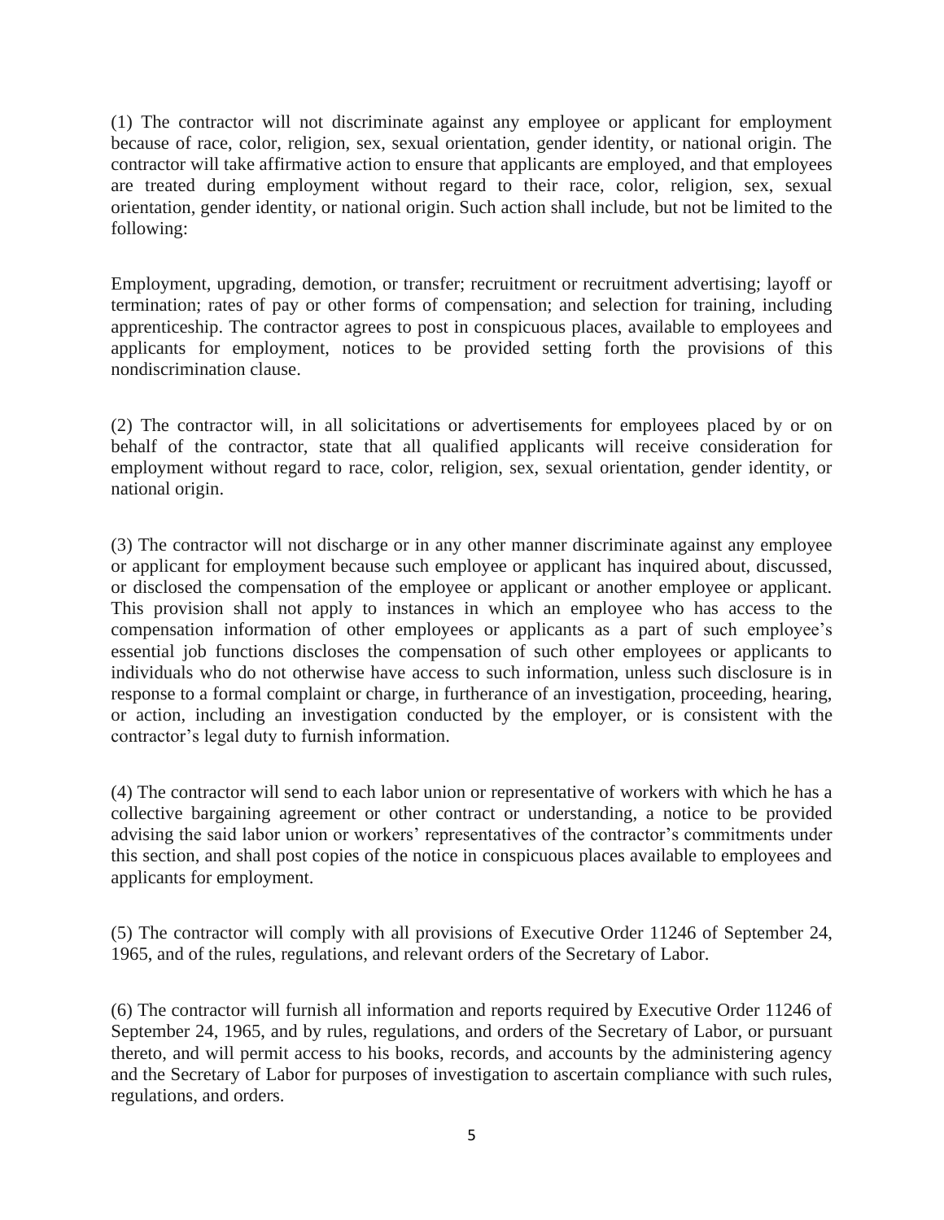(1) The contractor will not discriminate against any employee or applicant for employment because of race, color, religion, sex, sexual orientation, gender identity, or national origin. The contractor will take affirmative action to ensure that applicants are employed, and that employees are treated during employment without regard to their race, color, religion, sex, sexual orientation, gender identity, or national origin. Such action shall include, but not be limited to the following:

Employment, upgrading, demotion, or transfer; recruitment or recruitment advertising; layoff or termination; rates of pay or other forms of compensation; and selection for training, including apprenticeship. The contractor agrees to post in conspicuous places, available to employees and applicants for employment, notices to be provided setting forth the provisions of this nondiscrimination clause.

(2) The contractor will, in all solicitations or advertisements for employees placed by or on behalf of the contractor, state that all qualified applicants will receive consideration for employment without regard to race, color, religion, sex, sexual orientation, gender identity, or national origin.

(3) The contractor will not discharge or in any other manner discriminate against any employee or applicant for employment because such employee or applicant has inquired about, discussed, or disclosed the compensation of the employee or applicant or another employee or applicant. This provision shall not apply to instances in which an employee who has access to the compensation information of other employees or applicants as a part of such employee's essential job functions discloses the compensation of such other employees or applicants to individuals who do not otherwise have access to such information, unless such disclosure is in response to a formal complaint or charge, in furtherance of an investigation, proceeding, hearing, or action, including an investigation conducted by the employer, or is consistent with the contractor's legal duty to furnish information.

(4) The contractor will send to each labor union or representative of workers with which he has a collective bargaining agreement or other contract or understanding, a notice to be provided advising the said labor union or workers' representatives of the contractor's commitments under this section, and shall post copies of the notice in conspicuous places available to employees and applicants for employment.

(5) The contractor will comply with all provisions of Executive Order 11246 of September 24, 1965, and of the rules, regulations, and relevant orders of the Secretary of Labor.

(6) The contractor will furnish all information and reports required by Executive Order 11246 of September 24, 1965, and by rules, regulations, and orders of the Secretary of Labor, or pursuant thereto, and will permit access to his books, records, and accounts by the administering agency and the Secretary of Labor for purposes of investigation to ascertain compliance with such rules, regulations, and orders.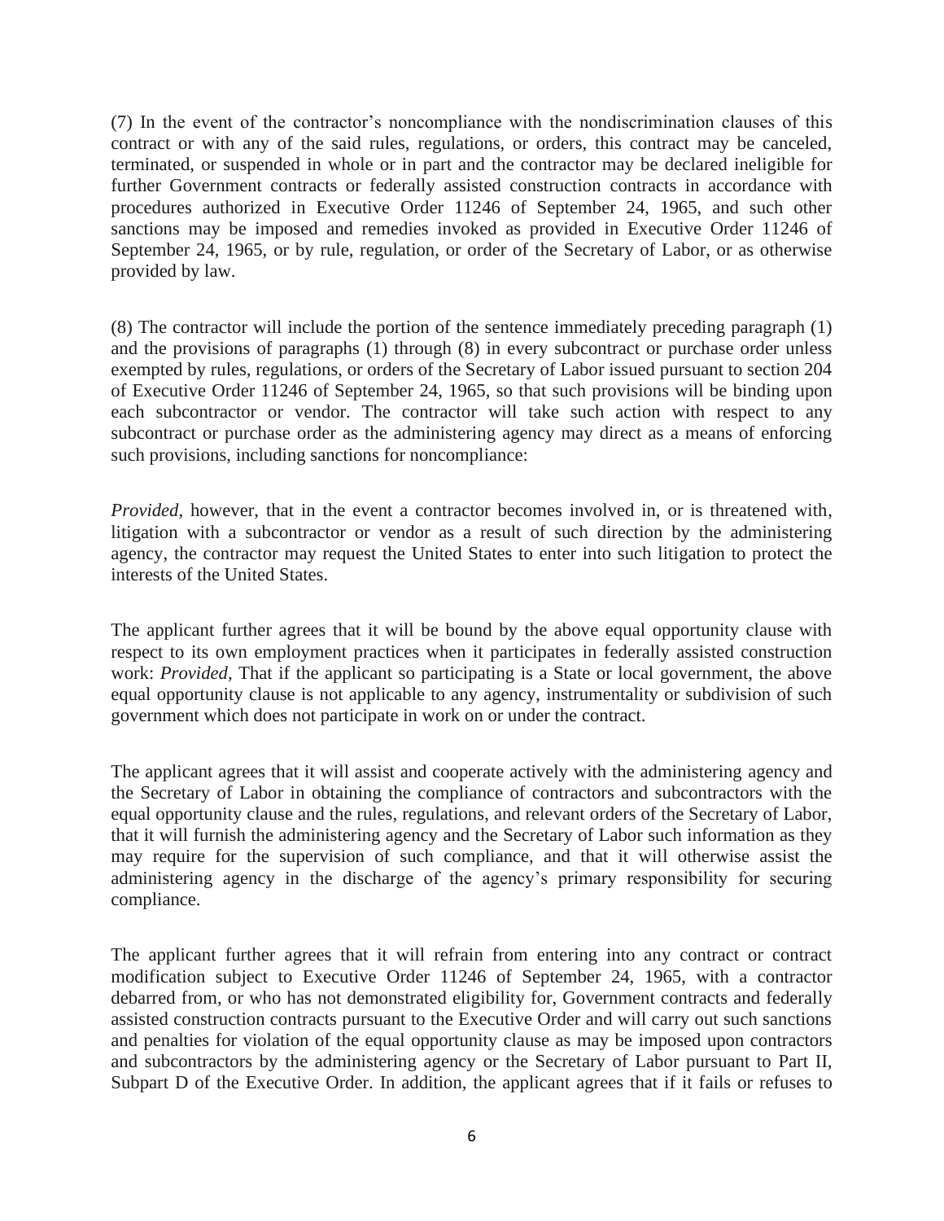(7) In the event of the contractor's noncompliance with the nondiscrimination clauses of this contract or with any of the said rules, regulations, or orders, this contract may be canceled, terminated, or suspended in whole or in part and the contractor may be declared ineligible for further Government contracts or federally assisted construction contracts in accordance with procedures authorized in Executive Order 11246 of September 24, 1965, and such other sanctions may be imposed and remedies invoked as provided in Executive Order 11246 of September 24, 1965, or by rule, regulation, or order of the Secretary of Labor, or as otherwise provided by law.

(8) The contractor will include the portion of the sentence immediately preceding paragraph (1) and the provisions of paragraphs (1) through (8) in every subcontract or purchase order unless exempted by rules, regulations, or orders of the Secretary of Labor issued pursuant to section 204 of Executive Order 11246 of September 24, 1965, so that such provisions will be binding upon each subcontractor or vendor. The contractor will take such action with respect to any subcontract or purchase order as the administering agency may direct as a means of enforcing such provisions, including sanctions for noncompliance:

*Provided,* however, that in the event a contractor becomes involved in, or is threatened with, litigation with a subcontractor or vendor as a result of such direction by the administering agency, the contractor may request the United States to enter into such litigation to protect the interests of the United States.

The applicant further agrees that it will be bound by the above equal opportunity clause with respect to its own employment practices when it participates in federally assisted construction work: *Provided,* That if the applicant so participating is a State or local government, the above equal opportunity clause is not applicable to any agency, instrumentality or subdivision of such government which does not participate in work on or under the contract.

The applicant agrees that it will assist and cooperate actively with the administering agency and the Secretary of Labor in obtaining the compliance of contractors and subcontractors with the equal opportunity clause and the rules, regulations, and relevant orders of the Secretary of Labor, that it will furnish the administering agency and the Secretary of Labor such information as they may require for the supervision of such compliance, and that it will otherwise assist the administering agency in the discharge of the agency's primary responsibility for securing compliance.

The applicant further agrees that it will refrain from entering into any contract or contract modification subject to Executive Order 11246 of September 24, 1965, with a contractor debarred from, or who has not demonstrated eligibility for, Government contracts and federally assisted construction contracts pursuant to the Executive Order and will carry out such sanctions and penalties for violation of the equal opportunity clause as may be imposed upon contractors and subcontractors by the administering agency or the Secretary of Labor pursuant to Part II, Subpart D of the Executive Order. In addition, the applicant agrees that if it fails or refuses to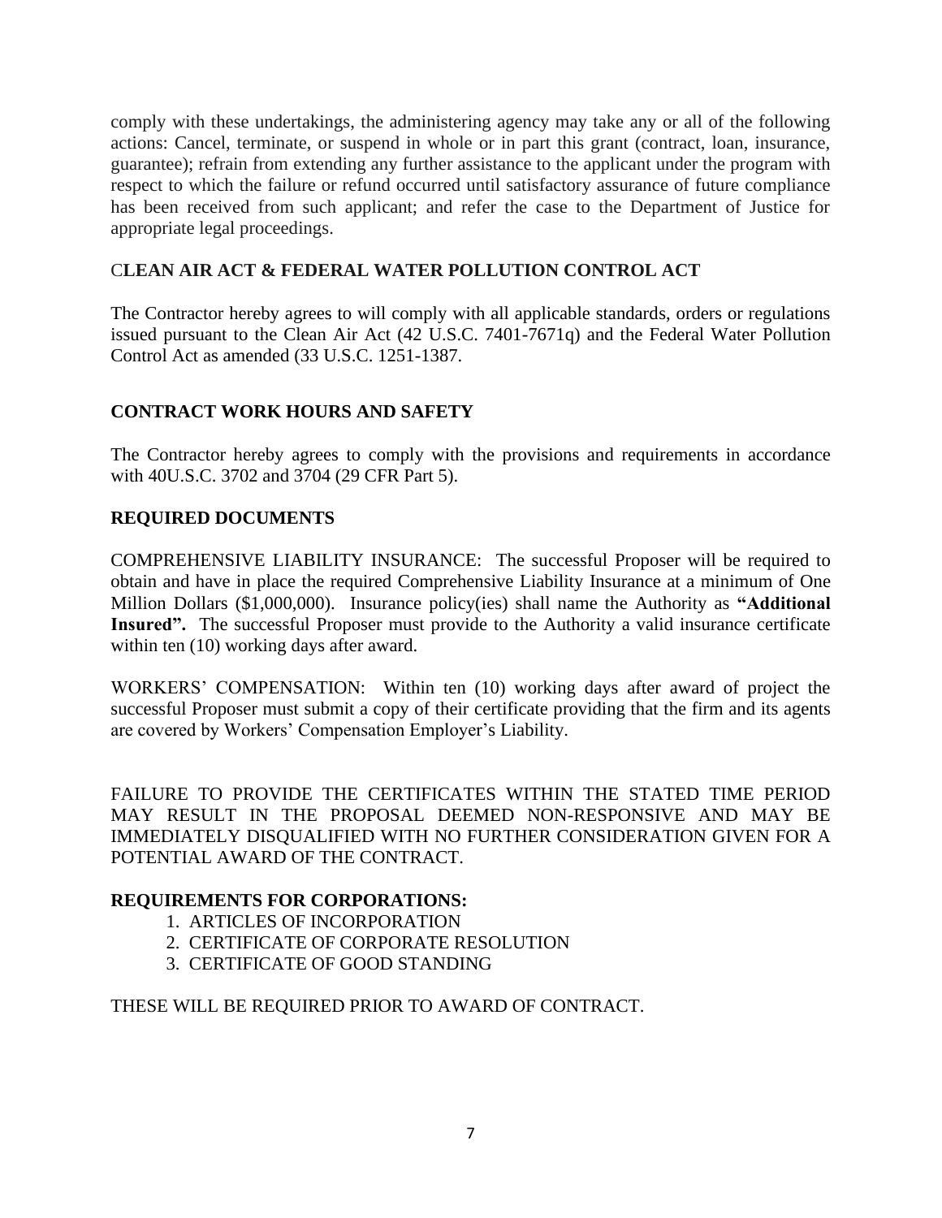comply with these undertakings, the administering agency may take any or all of the following actions: Cancel, terminate, or suspend in whole or in part this grant (contract, loan, insurance, guarantee); refrain from extending any further assistance to the applicant under the program with respect to which the failure or refund occurred until satisfactory assurance of future compliance has been received from such applicant; and refer the case to the Department of Justice for appropriate legal proceedings.

## CLEAN AIR ACT & FEDERAL WATER POLLUTION CONTROL ACT

The Contractor hereby agrees to will comply with all applicable standards, orders or regulations issued pursuant to the Clean Air Act (42 U.S.C. 7401-7671q) and the Federal Water Pollution Control Act as amended (33 U.S.C. 1251-1387.

## CONTRACT WORK HOURS AND SAFETY

The Contractor hereby agrees to comply with the provisions and requirements in accordance with 40U.S.C. 3702 and 3704 (29 CFR Part 5).

## REQUIRED DOCUMENTS

COMPREHENSIVE LIABILITY INSURANCE: The successful Proposer will be required to obtain and have in place the required Comprehensive Liability Insurance at a minimum of One Million Dollars ($1,000,000). Insurance policy(ies) shall name the Authority as **"Additional Insured".** The successful Proposer must provide to the Authority a valid insurance certificate within ten (10) working days after award.

WORKERS' COMPENSATION: Within ten (10) working days after award of project the successful Proposer must submit a copy of their certificate providing that the firm and its agents are covered by Workers' Compensation Employer's Liability.

FAILURE TO PROVIDE THE CERTIFICATES WITHIN THE STATED TIME PERIOD MAY RESULT IN THE PROPOSAL DEEMED NON-RESPONSIVE AND MAY BE IMMEDIATELY DISQUALIFIED WITH NO FURTHER CONSIDERATION GIVEN FOR A POTENTIAL AWARD OF THE CONTRACT.

**REQUIREMENTS FOR CORPORATIONS:**

1. ARTICLES OF INCORPORATION
2. CERTIFICATE OF CORPORATE RESOLUTION
3. CERTIFICATE OF GOOD STANDING

THESE WILL BE REQUIRED PRIOR TO AWARD OF CONTRACT.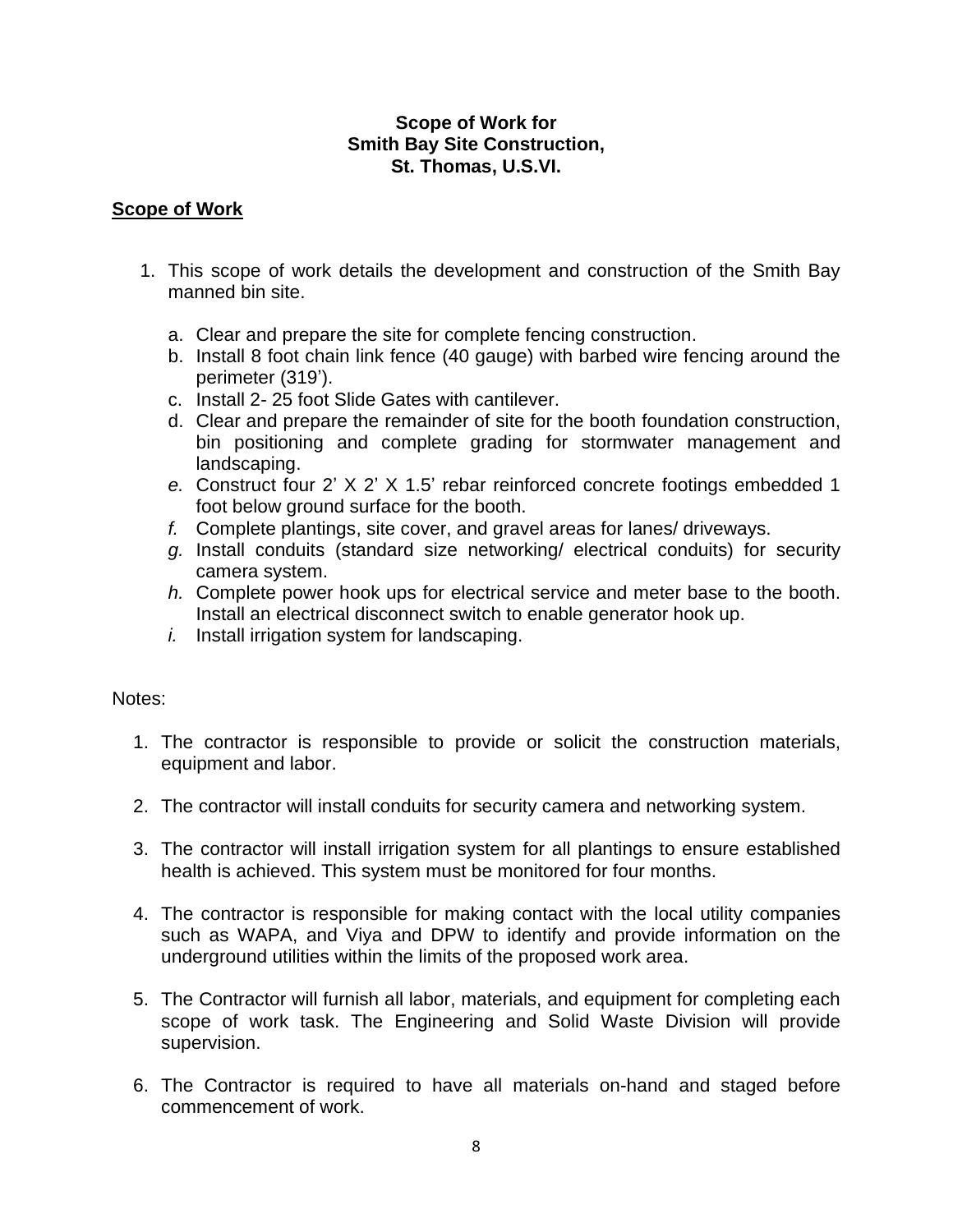**Scope of Work for**
**Smith Bay Site Construction,**
**St. Thomas, U.S.VI.**

## Scope of Work

1. This scope of work details the development and construction of the Smith Bay manned bin site.

    a. Clear and prepare the site for complete fencing construction.
    b. Install 8 foot chain link fence (40 gauge) with barbed wire fencing around the perimeter (319').
    c. Install 2- 25 foot Slide Gates with cantilever.
    d. Clear and prepare the remainder of site for the booth foundation construction, bin positioning and complete grading for stormwater management and landscaping.
    *e.* Construct four 2' X 2' X 1.5' rebar reinforced concrete footings embedded 1 foot below ground surface for the booth.
    *f.* Complete plantings, site cover, and gravel areas for lanes/ driveways.
    *g.* Install conduits (standard size networking/ electrical conduits) for security camera system.
    *h.* Complete power hook ups for electrical service and meter base to the booth. Install an electrical disconnect switch to enable generator hook up.
    *i.* Install irrigation system for landscaping.

Notes:

1. The contractor is responsible to provide or solicit the construction materials, equipment and labor.

2. The contractor will install conduits for security camera and networking system.

3. The contractor will install irrigation system for all plantings to ensure established health is achieved. This system must be monitored for four months.

4. The contractor is responsible for making contact with the local utility companies such as WAPA, and Viya and DPW to identify and provide information on the underground utilities within the limits of the proposed work area.

5. The Contractor will furnish all labor, materials, and equipment for completing each scope of work task. The Engineering and Solid Waste Division will provide supervision.

6. The Contractor is required to have all materials on-hand and staged before commencement of work.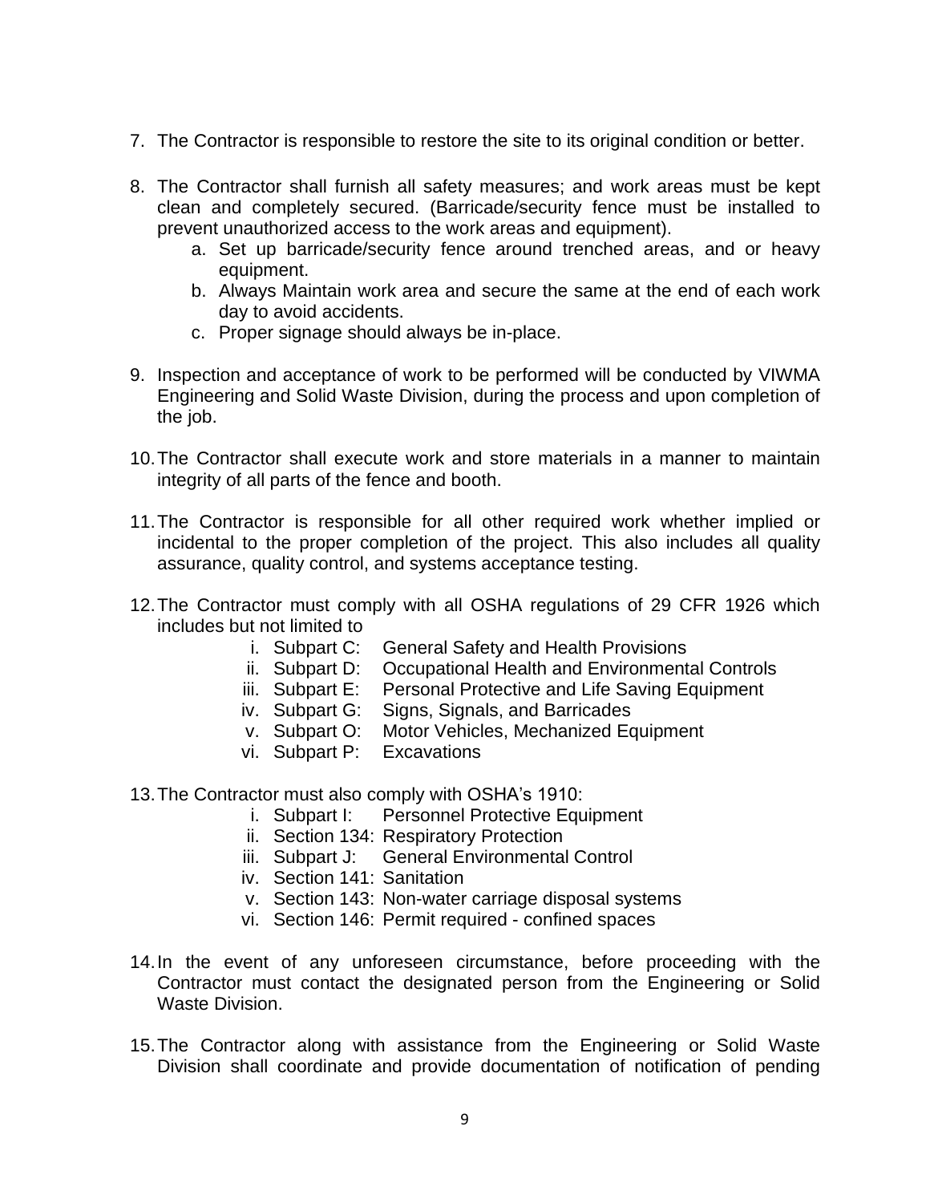7. The Contractor is responsible to restore the site to its original condition or better.

8. The Contractor shall furnish all safety measures; and work areas must be kept clean and completely secured. (Barricade/security fence must be installed to prevent unauthorized access to the work areas and equipment).
    a. Set up barricade/security fence around trenched areas, and or heavy equipment.
    b. Always Maintain work area and secure the same at the end of each work day to avoid accidents.
    c. Proper signage should always be in-place.

9. Inspection and acceptance of work to be performed will be conducted by VIWMA Engineering and Solid Waste Division, during the process and upon completion of the job.

10. The Contractor shall execute work and store materials in a manner to maintain integrity of all parts of the fence and booth.

11. The Contractor is responsible for all other required work whether implied or incidental to the proper completion of the project. This also includes all quality assurance, quality control, and systems acceptance testing.

12. The Contractor must comply with all OSHA regulations of 29 CFR 1926 which includes but not limited to
    i. Subpart C: General Safety and Health Provisions
    ii. Subpart D: Occupational Health and Environmental Controls
    iii. Subpart E: Personal Protective and Life Saving Equipment
    iv. Subpart G: Signs, Signals, and Barricades
    v. Subpart O: Motor Vehicles, Mechanized Equipment
    vi. Subpart P: Excavations

13. The Contractor must also comply with OSHA's 1910:
    i. Subpart I: Personnel Protective Equipment
    ii. Section 134: Respiratory Protection
    iii. Subpart J: General Environmental Control
    iv. Section 141: Sanitation
    v. Section 143: Non-water carriage disposal systems
    vi. Section 146: Permit required - confined spaces

14. In the event of any unforeseen circumstance, before proceeding with the Contractor must contact the designated person from the Engineering or Solid Waste Division.

15. The Contractor along with assistance from the Engineering or Solid Waste Division shall coordinate and provide documentation of notification of pending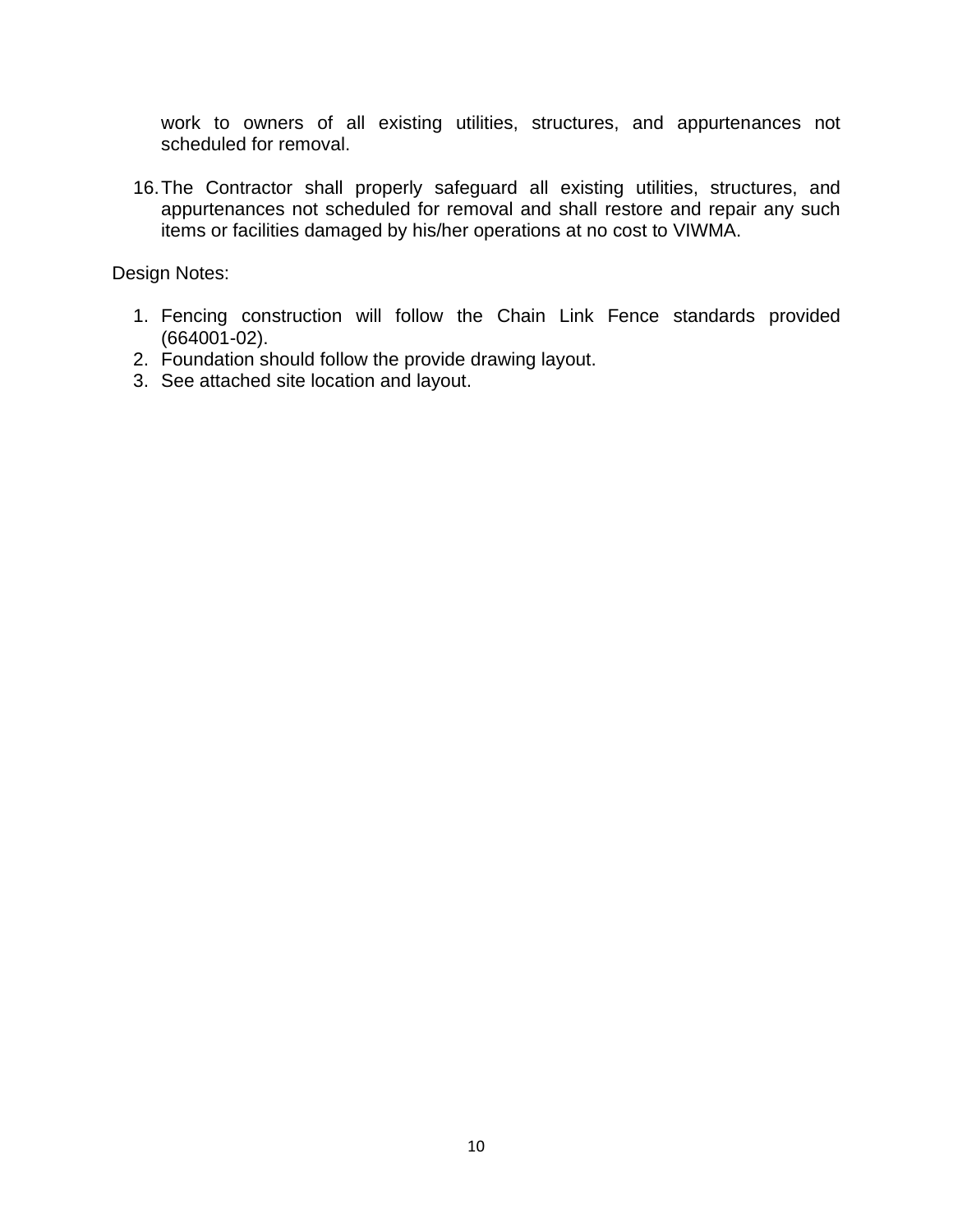work to owners of all existing utilities, structures, and appurtenances not scheduled for removal.

16. The Contractor shall properly safeguard all existing utilities, structures, and appurtenances not scheduled for removal and shall restore and repair any such items or facilities damaged by his/her operations at no cost to VIWMA.

Design Notes:

1. Fencing construction will follow the Chain Link Fence standards provided (664001-02).
2. Foundation should follow the provide drawing layout.
3. See attached site location and layout.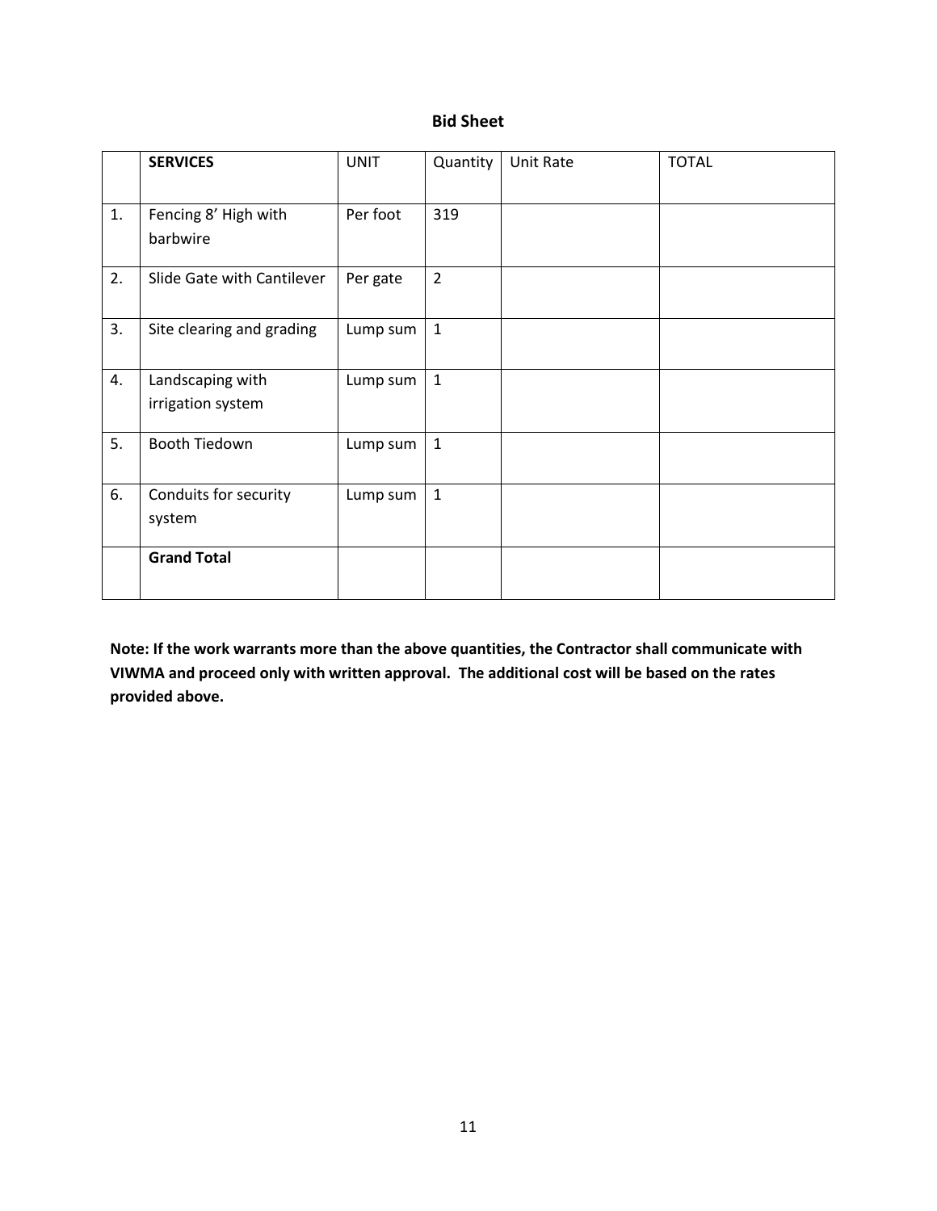## Bid Sheet

| | **SERVICES** | UNIT | Quantity | Unit Rate | TOTAL |
|---|---|---|---|---|---|
| 1. | Fencing 8' High with barbwire | Per foot | 319 | | |
| 2. | Slide Gate with Cantilever | Per gate | 2 | | |
| 3. | Site clearing and grading | Lump sum | 1 | | |
| 4. | Landscaping with irrigation system | Lump sum | 1 | | |
| 5. | Booth Tiedown | Lump sum | 1 | | |
| 6. | Conduits for security system | Lump sum | 1 | | |
| | **Grand Total** | | | | |

**Note: If the work warrants more than the above quantities, the Contractor shall communicate with VIWMA and proceed only with written approval. The additional cost will be based on the rates provided above.**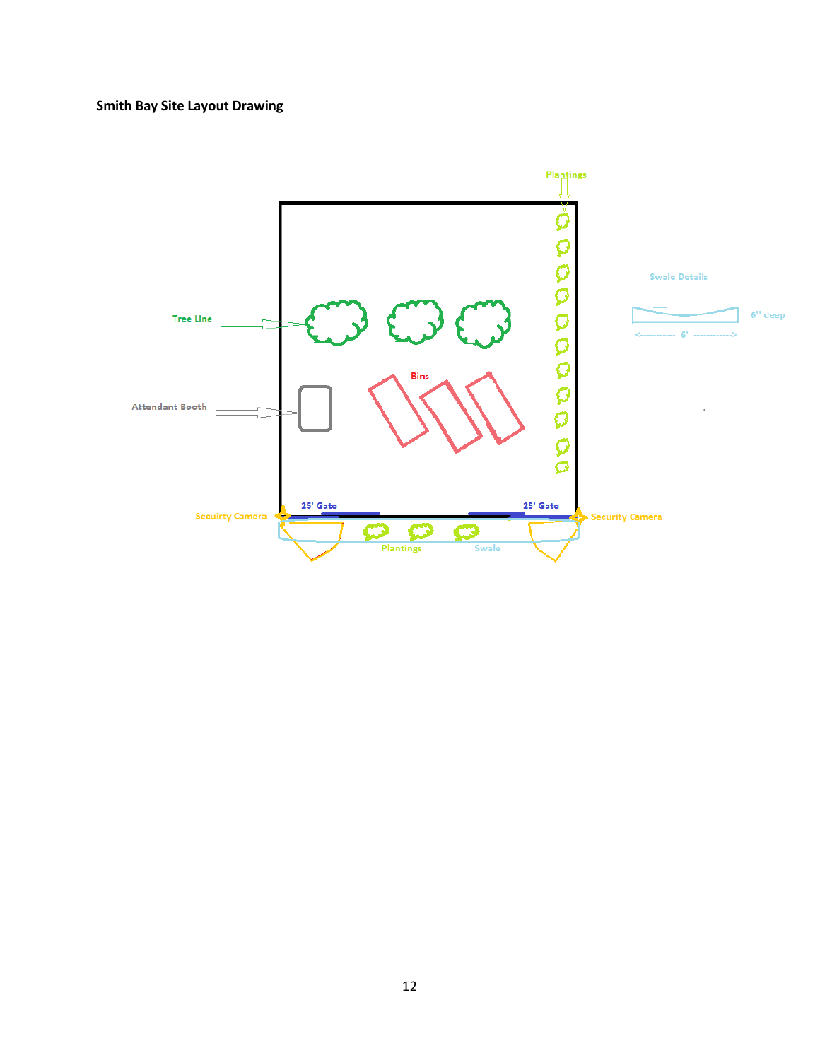**Smith Bay Site Layout Drawing**

Plantings

Swale Details

6'' deep

6'

Tree Line

Bins

Attendant Booth

25' Gate

25' Gate

Secuirty Camera

Security Camera

Plantings

Swale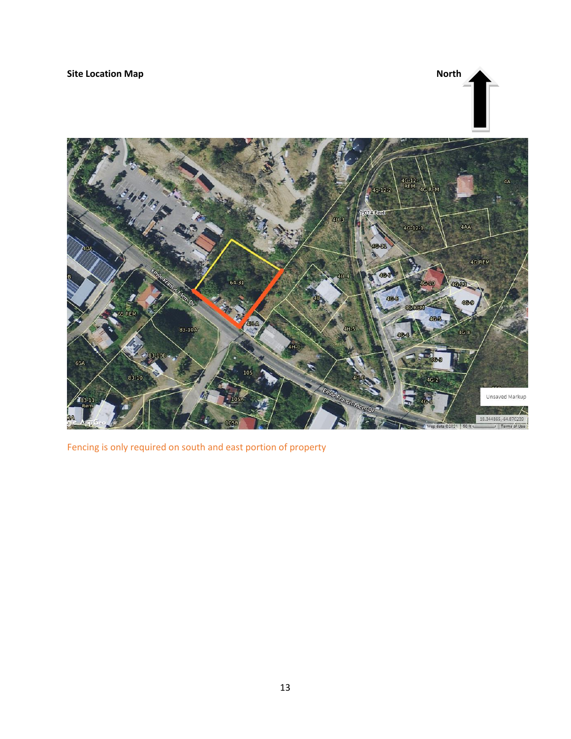**Site Location Map**

**North**

Fencing is only required on south and east portion of property